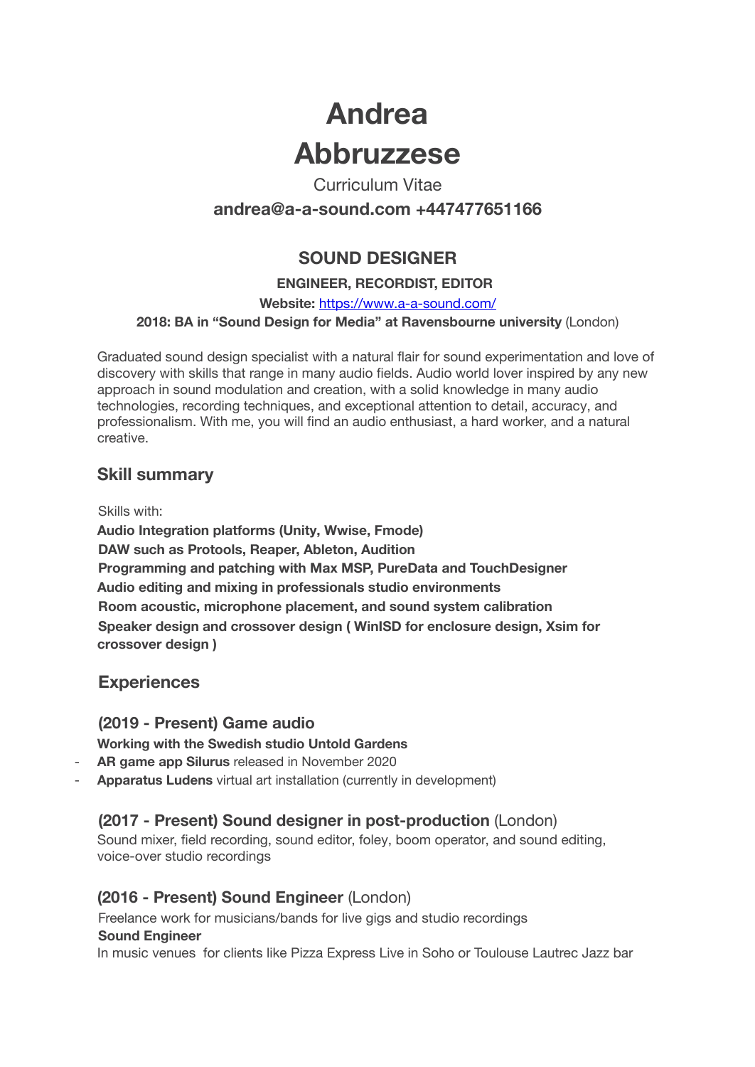# Andrea Abbruzzese

Curriculum Vitae

**andrea@a-a-sound.com +447477651166**

## SOUND DESIGNER

**ENGINEER, RECORDIST, EDITOR**

**Website:** [https://www.a-a-sound.com/](https://www.a-a-sound.com/)

**2018: BA in "Sound Design for Media" at Ravensbourne university** (London)

Graduated sound design specialist with a natural flair for sound experimentation and love of discovery with skills that range in many audio fields. Audio world lover inspired by any new approach in sound modulation and creation, with a solid knowledge in many audio technologies, recording techniques, and exceptional attention to detail, accuracy, and professionalism. With me, you will find an audio enthusiast, a hard worker, and a natural creative.

## Skill summary

Skills with:

**Audio Integration platforms (Unity, Wwise, Fmode)**
**DAW such as Protools, Reaper, Ableton, Audition**
**Programming and patching with Max MSP, PureData and TouchDesigner**
**Audio editing and mixing in professionals studio environments**
**Room acoustic, microphone placement, and sound system calibration**
**Speaker design and crossover design ( WinISD for enclosure design, Xsim for crossover design )**

## Experiences

### (2019 - Present) Game audio

**Working with the Swedish studio Untold Gardens**

- **AR game app Silurus** released in November 2020
- **Apparatus Ludens** virtual art installation (currently in development)

### (2017 - Present) Sound designer in post-production (London)

Sound mixer, field recording, sound editor, foley, boom operator, and sound editing, voice-over studio recordings

### (2016 - Present) Sound Engineer (London)

Freelance work for musicians/bands for live gigs and studio recordings

**Sound Engineer**

In music venues for clients like Pizza Express Live in Soho or Toulouse Lautrec Jazz bar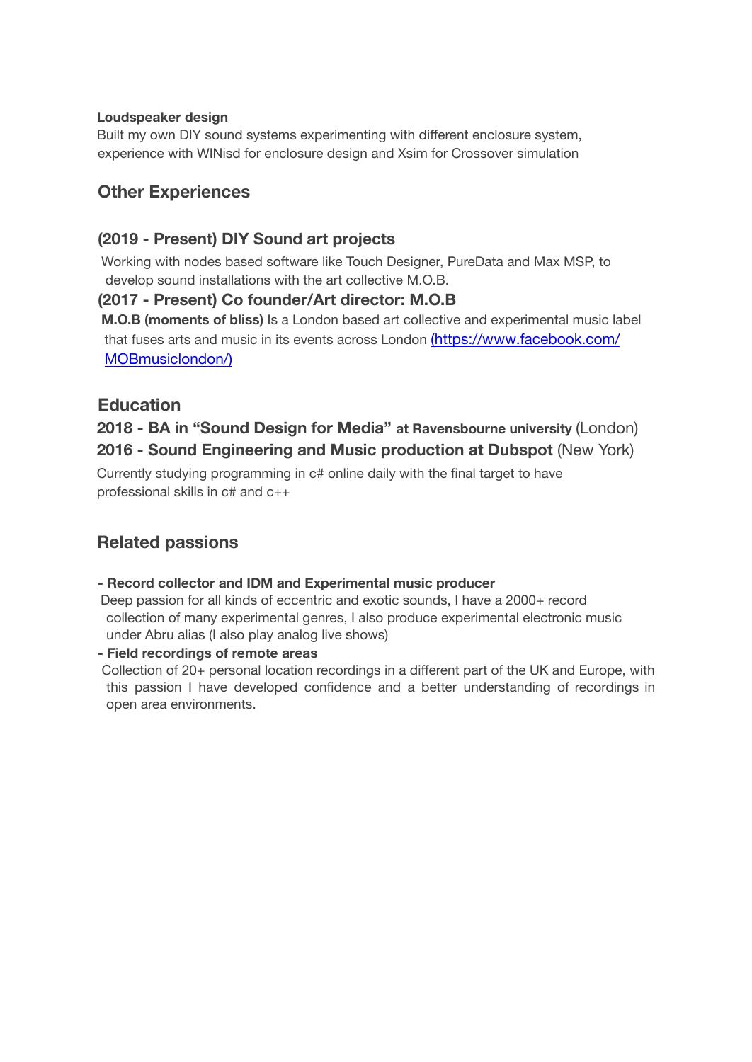**Loudspeaker design**
Built my own DIY sound systems experimenting with different enclosure system, experience with WINisd for enclosure design and Xsim for Crossover simulation

## Other Experiences

### (2019 - Present) DIY Sound art projects

Working with nodes based software like Touch Designer, PureData and Max MSP, to develop sound installations with the art collective M.O.B.

### (2017 - Present) Co founder/Art director: M.O.B

**M.O.B (moments of bliss)** Is a London based art collective and experimental music label that fuses arts and music in its events across London [(https://www.facebook.com/MOBmusiclondon/)](https://www.facebook.com/MOBmusiclondon/)

## Education

**2018 - BA in "Sound Design for Media" at Ravensbourne university** (London)

**2016 - Sound Engineering and Music production at Dubspot** (New York)

Currently studying programming in c# online daily with the final target to have professional skills in c# and c++

## Related passions

**- Record collector and IDM and Experimental music producer**
Deep passion for all kinds of eccentric and exotic sounds, I have a 2000+ record collection of many experimental genres, I also produce experimental electronic music under Abru alias (I also play analog live shows)

**- Field recordings of remote areas**
Collection of 20+ personal location recordings in a different part of the UK and Europe, with this passion I have developed confidence and a better understanding of recordings in open area environments.